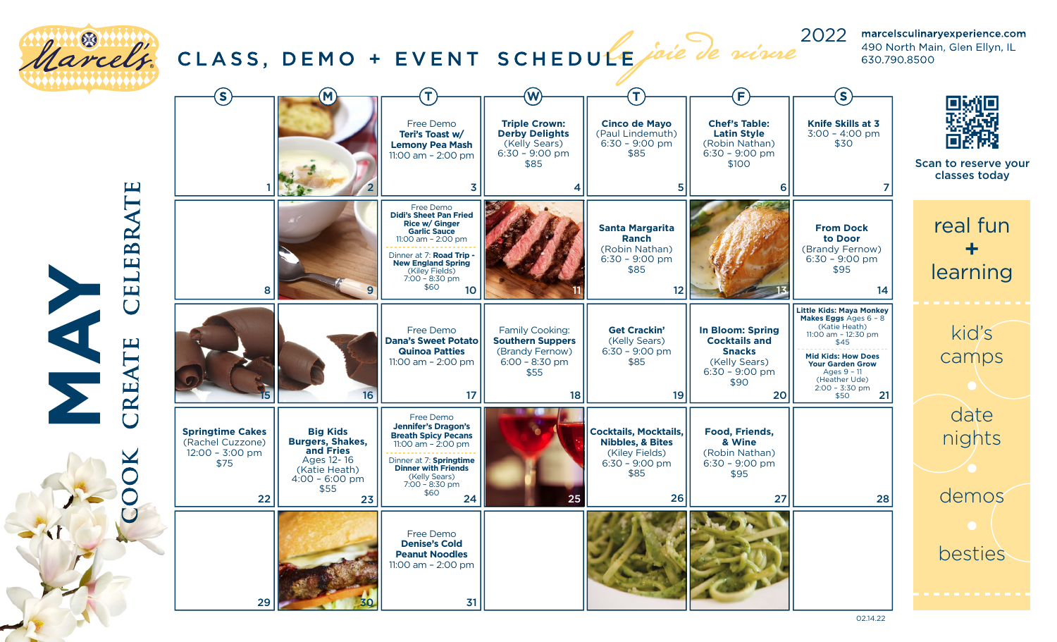# Marcel's CLASS, DEMO + EVENT SCHEDULE

*la joie de vivre*

2022

marcelsculinaryexperience.com
490 North Main, Glen Ellyn, IL
630.790.8500

## MAY

COOK CREATE CELEBRATE

| S | M | T | W | T | F | S |
|---|---|---|---|---|---|---|
| 1 | 2 | Free Demo **Teri's Toast w/ Lemony Pea Mash** 11:00 am – 2:00 pm 3 | **Triple Crown: Derby Delights** (Kelly Sears) 6:30 – 9:00 pm $85 4 | **Cinco de Mayo** (Paul Lindemuth) 6:30 – 9:00 pm $85 5 | **Chef's Table: Latin Style** (Robin Nathan) 6:30 – 9:00 pm $100 6 | **Knife Skills at 3** 3:00 – 4:00 pm $30 7 |
| 8 | 9 | Free Demo **Didi's Sheet Pan Fried Rice w/ Ginger Garlic Sauce** 11:00 am – 2:00 pm; Dinner at 7: **Road Trip - New England Spring** (Kiley Fields) 7:00 – 8:30 pm $60 10 | 11 | **Santa Margarita Ranch** (Robin Nathan) 6:30 – 9:00 pm $85 12 | 13 | **From Dock to Door** (Brandy Fernow) 6:30 – 9:00 pm $95 14 |
| 15 | 16 | Free Demo **Dana's Sweet Potato Quinoa Patties** 11:00 am – 2:00 pm 17 | Family Cooking: **Southern Suppers** (Brandy Fernow) 6:00 – 8:30 pm $55 18 | **Get Crackin'** (Kelly Sears) 6:30 – 9:00 pm $85 19 | **In Bloom: Spring Cocktails and Snacks** (Kelly Sears) 6:30 – 9:00 pm $90 20 | **Little Kids: Maya Monkey Makes Eggs** Ages 6 – 8 (Katie Heath) 11:00 am – 12:30 pm $45; **Mid Kids: How Does Your Garden Grow** Ages 9 – 11 (Heather Ude) 2:00 – 3:30 pm $50 21 |
| **Springtime Cakes** (Rachel Cuzzone) 12:00 – 3:00 pm $75 22 | **Big Kids Burgers, Shakes, and Fries** Ages 12- 16 (Katie Heath) 4:00 – 6:00 pm $55 23 | Free Demo **Jennifer's Dragon's Breath Spicy Pecans** 11:00 am – 2:00 pm; Dinner at 7: **Springtime Dinner with Friends** (Kelly Sears) 7:00 – 8:30 pm $60 24 | 25 | **Cocktails, Mocktails, Nibbles, & Bites** (Kiley Fields) 6:30 – 9:00 pm $85 26 | **Food, Friends, & Wine** (Robin Nathan) 6:30 – 9:00 pm $95 27 | 28 |
| 29 | 30 | Free Demo **Denise's Cold Peanut Noodles** 11:00 am – 2:00 pm 31 | | | | |

Scan to reserve your classes today

real fun + learning

kid's camps • date nights • demos • besties

02.14.22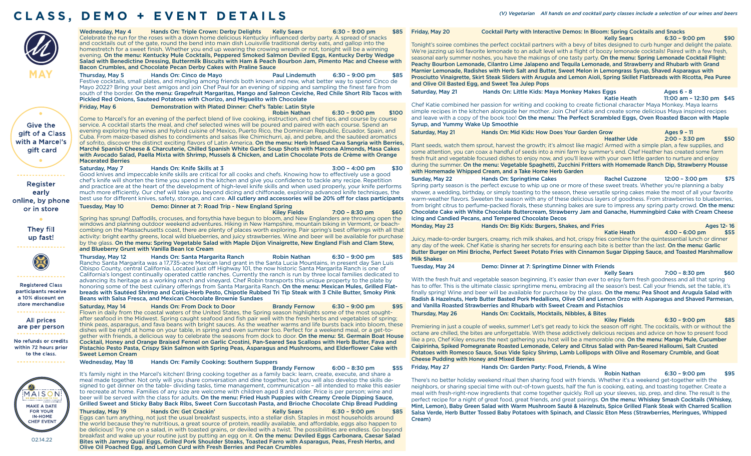# CLASS, DEMO + EVENT DETAILS

(V) Vegetarian   All hands on and cocktail party classes include a selection of our wines and beers

## MAY

Give the gift of a Class with a Marcel's gift card

Register early online, by phone or in store

They fill up fast!

Registered Class participants receive a 10% discount on store merchandise

All prices are per person

No refunds or credits within 72 hours prior to the class.

MAISON — MAKE A DATE FOR YOUR IN-HOME CHEF EVENT

02.14.22

---

**Wednesday, May 4** | **Hands On: Triple Crown: Derby Delights** | **Kelly Sears** | **6:30 – 9:00 pm** | **$85**

Celebrate the run for the roses with a down home delicious Kentucky influenced derby party. A spread of snacks and cocktails out of the gate, round the bend into main dish Louisville traditional derby eats, and gallop into the homestretch for a sweet finish. Whether you end up wearing the crowing wreath or not, tonight will be a winning evening. **On the menu: Kentucky Mule Cocktails, Peppered Smoked Salmon Deviled Eggs, Kentucky Derby Wedge Salad with Benedictine Dressing, Buttermilk Biscuits with Ham & Peach Bourbon Jam, Pimento Mac and Cheese with Bacon Crumbles, and Chocolate Pecan Derby Cakes with Praline Sauce**

**Thursday, May 5** | **Hands On: Cinco de Mayo** | **Paul Lindemuth** | **6:30 – 9:00 pm** | **$85**

Festive cocktails, small plates, and mingling among friends both known and new, what better way to spend Cinco de Mayo 2022? Bring your best amigos and join Chef Paul for an evening of sipping and sampling the finest fare from south of the border. **On the menu: Grapefruit Margaritas, Mango and Salmon Ceviche, Red Chile Short Rib Tacos with Pickled Red Onions, Sauteed Potatoes with Chorizo, and Miguelito with Chocolate**

**Friday, May 6** | **Demonstration with Plated Dinner: Chef's Table: Latin Style** | **Robin Nathan** | **6:30 – 9:00 pm** | **$100**

Come to Marcel's for an evening of the perfect blend of live cooking, instruction, and chef tips, and course by course service. A cocktail starts the meal, and chef selected wines will be poured and paired with each course. Spend an evening exploring the wines and hybrid cuisine of Mexico, Puerto Rico, the Dominican Republic, Ecuador, Spain, and Cuba. From maize-based dishes to condiments and salsas like Chimichurri, ají, and pebre, and the sautéed aromatics of sofrito, discover the distinct exciting flavors of Latin America. **On the menu: Herb Infused Cava Sangria with Berries, Marché Spanish Cheese & Charcuterie, Chilled Spanish White Garlic Soup Shots with Marcona Almonds, Masa Cakes with Avocado Salad, Paella Mixta with Shrimp, Mussels & Chicken, and Latin Chocolate Pots de Crème with Orange Macerated Berries**

**Saturday, May 7** | **Hands On: Knife Skills at 3** | **3:00 – 4:00 pm** | **$30**

Good knives and impeccable knife skills are critical for all cooks and chefs. Knowing how to effectively use a good chef's knife will shorten the time you spend in the kitchen and give you confidence to tackle any recipe. Repetition and practice are at the heart of the development of high-level knife skills and when used properly, your knife performs much more efficiently. Our chef will take you beyond dicing and chiffonade, exploring advanced knife techniques, the best use for different knives, safety, storage, and care. **All cutlery and accessories will be 20% off for class participants**

**Tuesday, May 10** | **Demo: Dinner at 7: Road Trip - New England Spring** | **Kiley Fields** | **7:00 – 8:30 pm** | **$60**

Spring has sprung! Daffodils, crocuses, and forsythia have begun to bloom, and New Englanders are throwing open the windows and planning outdoor weekend adventures. Hiking in New Hampshire, mountain biking in Vermont, or beach-combing on the Massachusetts coast, there are plenty of places worth exploring. Pair spring's best offerings with all that activity: bright earthy greens, local wild blueberries, and juicy strawberries. Wine and beer will be available for purchase by the glass. **On the menu: Spring Vegetable Salad with Maple Dijon Vinaigrette, New England Fish and Clam Stew, and Blueberry Grunt with Vanilla Bean Ice Cream**

**Thursday, May 12** | **Hands On: Santa Margarita Ranch** | **Robin Nathan** | **6:30 – 9:00 pm** | **$85**

Rancho Santa Margarita was a 17,735-acre Mexican land grant in the Santa Lucia Mountains, in present day San Luis Obispo County, central California. Located just off Highway 101, the now historic Santa Margarita Ranch is one of California's longest continually operated cattle ranches. Currently the ranch is run by three local families dedicated to advancing its heritage as a working ranch and vineyard. Chef Robin transports this unique property to the plate by honoring some of the best culinary offerings from Santa Margarita Ranch. **On the menu: Mexican Mules, Grilled Flat-breads with Sautéed Shrimp and Cotija-Herb Pesto, Chipotle Rubbed Tri Tip Steak with 3 Chile Butter, Smoky Pink Beans with Salsa Fresca, and Mexican Chocolate Brownie Sundaes**

**Saturday, May 14** | **Hands On: From Dock to Door** | **Brandy Fernow** | **6:30 – 9:00 pm** | **$95**

Flown in daily from the coastal waters of the United States, the Spring season highlights some of the most sought-after seafood in the Midwest. Spring caught seafood and fish pair well with the fresh herbs and vegetables of spring; think peas, asparagus, and fava beans with bright sauces. As the weather warms and life bursts back into bloom, these dishes will be right at home on your table, in spring and even summer too. Perfect for a weekend meal, or a get-together with friends, a delicious way to celebrate the seasons from dock to door. **On the menu: St. Germain Boat House Cocktail, Honey and Orange Braised Fennel on Garlic Crostini, Pan-Seared Sea Scallops with Herb Butter, Fava and Pistachio Pesto Pasta, Crispy Skin Salmon with Spring Peas, Asparagus and Mushrooms, and Elderflower Cake with Sweet Lemon Cream**

**Wednesday, May 18** | **Hands On: Family Cooking: Southern Suppers** | **Brandy Fernow** | **6:00 – 8:30 pm** | **$55**

It's family night in the Marcel's kitchen! Bring cooking together as a family back: learn, create, execute, and share a meal made together. Not only will you share conversation and dine together, but you will also develop the skills designed to get dinner on the table- dividing tasks, time management, communication – all intended to make this easier to recreate at home. Families of any size are welcome with children aged 8 and older. Price is per person; wine and beer will be served with the class for adults. **On the menu: Fried Hush Puppies with Creamy Creole Dipping Sauce, Grilled Sweet and Sticky Baby Back Ribs, Sweet Corn Succotash Pasta, and Brioche Chocolate Chip Bread Pudding**

**Thursday, May 19** | **Hands On: Get Crackin'** | **Kelly Sears** | **6:30 – 9:00 pm** | **$85**

Eggs can turn anything, not just the usual breakfast suspects, into a stellar dish. Staples in most households around the world because they're nutritious, a great source of protein, readily available, and affordable, eggs also happen to be delicious! Try one on a salad, in with toasted grains, or deviled with a twist. The possibilities are endless. Go beyond breakfast and wake up your routine just by putting an egg on it. **On the menu: Deviled Eggs Carbonara, Caesar Salad Bites with Jammy Quail Eggs, Grilled Pork Shoulder Steaks, Toasted Farro with Asparagus, Peas, Fresh Herbs, and Olive Oil Poached Egg, and Lemon Curd with Fresh Berries and Pecan Crumbles**

**Friday, May 20** | **Cocktail Party with Interactive Demos: In Bloom: Spring Cocktails and Snacks** | **Kelly Sears** | **6:30 – 9:00 pm** | **$90**

Tonight's soiree combines the perfect cocktail partners with a bevy of bites designed to curb hunger and delight the palate. We're jazzing up kid favorite lemonade to an adult level with a flight of boozy lemonade cocktails! Paired with a few fresh, seasonal early summer noshes, you have the makings of one tasty party. **On the menu: Spring Lemonade Cocktail Flight: Peachy Bourbon Lemonade, Cilantro Lime Jalapeno and Tequila Lemonade, and Strawberry and Rhubarb with Grand Marnier Lemonade, Radishes with Herb Salt and Butter, Sweet Melon in Lemongrass Syrup, Shaved Asparagus with Prosciutto Vinaigrette, Skirt Steak Sliders with Arugula and Lemon Aioli, Spring Skillet Flatbreads with Ricotta, Pea Puree and Olive Oil Basted Egg, and Sweet Tea Julep Pops**

**Saturday, May 21** | **Hands On: Little Kids: Maya Monkey Makes Eggs** | **Katie Heath** | **Ages 6 - 8** | **11:00 am – 12:30 pm** | **$45**

Chef Katie combined her passion for writing and cooking to create fictional character Maya Monkey. Maya learns simple recipes in the kitchen alongside her mother. Join Chef Katie and create some delicious Maya inspired recipes and leave with a copy of the book too! **On the menu: The Perfect Scrambled Eggs, Oven Roasted Bacon with Maple Syrup, and Yummy Wake Up Smoothie**

**Saturday, May 21** | **Hands On: Mid Kids: How Does Your Garden Grow** | **Heather Ude** | **Ages 9 – 11** | **2:00 – 3:30 pm** | **$50**

Plant seeds, watch them sprout, harvest the growth; it's almost like magic! Armed with a simple plan, a few supplies, and some attention, you can coax a handful of seeds into a mini farm by summer's end. Chef Heather has created some farm fresh fruit and vegetable focused dishes to enjoy now, and you'll leave with your own little garden to nurture and enjoy during the summer. **On the menu: Vegetable Spaghetti, Zucchini Fritters with Homemade Ranch Dip, Strawberry Mousse with Homemade Whipped Cream, and a Take Home Herb Garden**

**Sunday, May 22** | **Hands On: Springtime Cakes** | **Rachel Cuzzone** | **12:00 – 3:00 pm** | **$75**

Spring party season is the perfect excuse to whip up one or more of these sweet treats. Whether you're planning a baby shower, a wedding, birthday, or simply toasting to the season, these versatile spring cakes make the most of all your favorite warm-weather flavors. Sweeten the season with any of these delicious layers of goodness. From strawberries to blueberries, from bright citrus to perfume-packed florals, these stunning bakes are sure to impress any spring party crowd. **On the menu: Chocolate Cake with White Chocolate Buttercream, Strawberry Jam and Ganache, Hummingbird Cake with Cream Cheese Icing and Candied Pecans, and Tempered Chocolate Decos**

**Monday, May 23** | **Hands On: Big Kids: Burgers, Shakes, and Fries** | **Katie Heath** | **Ages 12- 16** | **4:00 – 6:00 pm** | **$55**

Juicy, made-to-order burgers, creamy, rich milk shakes, and hot, crispy fries combine for the quintessential lunch or dinner any day of the week. Chef Katie is sharing her secrets for ensuring each bite is better than the last. **On the menu: Garlic Butter Burger on Mini Brioche, Perfect Sweet Potato Fries with Cinnamon Sugar Dipping Sauce, and Toasted Marshmallow Milk Shakes**

**Tuesday, May 24** | **Demo: Dinner at 7: Springtime Dinner with Friends** | **Kelly Sears** | **7:00 – 8:30 pm** | **$60**

With the fresh fruit and vegetable season beginning, it's easier than ever to enjoy farm fresh goodness and all that spring has to offer. This is the ultimate classic springtime menu, embracing all the season's best. Call your friends, set the table, it's finally spring! Wine and beer will be available for purchase by the glass. **On the menu: Pea Shoot and Arugula Salad with Radish & Hazelnuts, Herb Butter Basted Pork Medallions, Olive Oil and Lemon Orzo with Asparagus and Shaved Parmesan, and Vanilla Roasted Strawberries and Rhubarb with Sweet Cream and Pistachios**

**Thursday, May 26** | **Hands On: Cocktails, Mocktails, Nibbles, & Bites** | **Kiley Fields** | **6:30 – 9:00 pm** | **$85**

Premiering in just a couple of weeks, summer! Let's get ready to kick the season off right. The cocktails, with or without the octane are chilled, the bites are unforgettable. With these addictively delicious recipes and advice on how to present food like a pro, Chef Kiley ensures the next gathering you host will be a memorable one. **On the menu: Mango Mule, Cucumber Caipirinha, Spiked Pomegranate Roasted Lemonade, Celery and Citrus Salad with Pan-Seared Halloumi, Salt Crusted Potatoes with Romesco Sauce, Sous Vide Spicy Shrimp, Lamb Lollipops with Olive and Rosemary Crumble, and Goat Cheese Pudding with Honey and Mixed Berries**

**Friday, May 27** | **Hands On: Garden Party: Food, Friends, & Wine** | **Robin Nathan** | **6:30 – 9:00 pm** | **$95**

There's no better holiday weekend ritual then sharing food with friends. Whether it's a weekend get-together with the neighbors, or sharing special time with out-of-town guests, half the fun is cooking, eating, and toasting together. Create a meal with fresh-right-now ingredients that come together quickly. Roll up your sleeves, sip, prep, and dine. The result is the perfect recipe for a night of great food, great friends, and great pairings. **On the menu: Whiskey Smash Cocktails (Whiskey, Mint, Lemon), Baby Green Salad with Warm Mushroom Sauté & Hazelnuts, Spice Grilled Flank Steak with Charred Scallion Salsa Verde, Herb Butter Tossed Baby Potatoes with Spinach, and Classic Eton Mess (Strawberries, Meringues, Whipped Cream)**